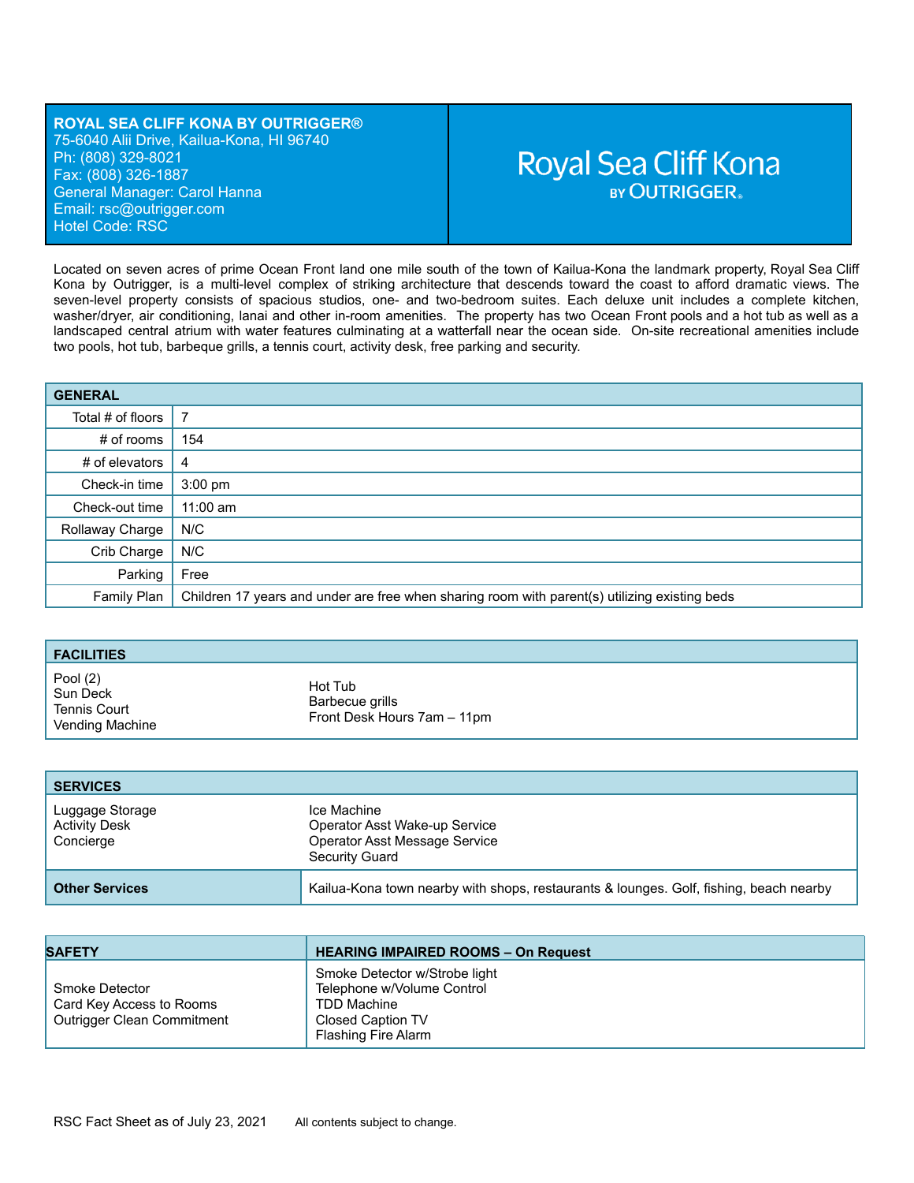**ROYAL SEA CLIFF KONA BY OUTRIGGER®**
75-6040 Alii Drive, Kailua-Kona, HI 96740
Ph: (808) 329-8021
Fax: (808) 326-1887
General Manager: Carol Hanna
Email: rsc@outrigger.com
Hotel Code: RSC

Royal Sea Cliff Kona BY OUTRIGGER®

Located on seven acres of prime Ocean Front land one mile south of the town of Kailua-Kona the landmark property, Royal Sea Cliff Kona by Outrigger, is a multi-level complex of striking architecture that descends toward the coast to afford dramatic views. The seven-level property consists of spacious studios, one- and two-bedroom suites. Each deluxe unit includes a complete kitchen, washer/dryer, air conditioning, lanai and other in-room amenities. The property has two Ocean Front pools and a hot tub as well as a landscaped central atrium with water features culminating at a waterfall near the ocean side. On-site recreational amenities include two pools, hot tub, barbeque grills, a tennis court, activity desk, free parking and security.

| GENERAL | |
|---|---|
| Total # of floors | 7 |
| # of rooms | 154 |
| # of elevators | 4 |
| Check-in time | 3:00 pm |
| Check-out time | 11:00 am |
| Rollaway Charge | N/C |
| Crib Charge | N/C |
| Parking | Free |
| Family Plan | Children 17 years and under are free when sharing room with parent(s) utilizing existing beds |

| FACILITIES | |
|---|---|
| Pool (2)<br>Sun Deck<br>Tennis Court<br>Vending Machine | Hot Tub<br>Barbecue grills<br>Front Desk Hours 7am – 11pm |

| SERVICES | |
|---|---|
| Luggage Storage<br>Activity Desk<br>Concierge | Ice Machine<br>Operator Asst Wake-up Service<br>Operator Asst Message Service<br>Security Guard |
| **Other Services** | Kailua-Kona town nearby with shops, restaurants & lounges. Golf, fishing, beach nearby |

| SAFETY | HEARING IMPAIRED ROOMS – On Request |
|---|---|
| Smoke Detector<br>Card Key Access to Rooms<br>Outrigger Clean Commitment | Smoke Detector w/Strobe light<br>Telephone w/Volume Control<br>TDD Machine<br>Closed Caption TV<br>Flashing Fire Alarm |

RSC Fact Sheet as of July 23, 2021 All contents subject to change.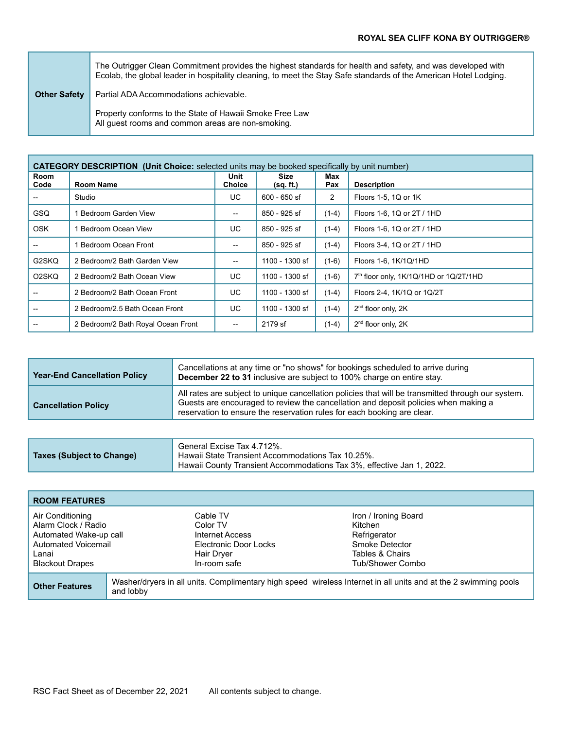| Other Safety | |
|---|---|
| | The Outrigger Clean Commitment provides the highest standards for health and safety, and was developed with Ecolab, the global leader in hospitality cleaning, to meet the Stay Safe standards of the American Hotel Lodging.<br><br>Partial ADA Accommodations achievable.<br><br>Property conforms to the State of Hawaii Smoke Free Law<br>All guest rooms and common areas are non-smoking. |

**CATEGORY DESCRIPTION (Unit Choice:** selected units may be booked specifically by unit number)

| Room Code | Room Name | Unit Choice | Size (sq. ft.) | Max Pax | Description |
|---|---|---|---|---|---|
| -- | Studio | UC | 600 - 650 sf | 2 | Floors 1-5, 1Q or 1K |
| GSQ | 1 Bedroom Garden View | -- | 850 - 925 sf | (1-4) | Floors 1-6, 1Q or 2T / 1HD |
| OSK | 1 Bedroom Ocean View | UC | 850 - 925 sf | (1-4) | Floors 1-6, 1Q or 2T / 1HD |
| -- | 1 Bedroom Ocean Front | -- | 850 - 925 sf | (1-4) | Floors 3-4, 1Q or 2T / 1HD |
| G2SKQ | 2 Bedroom/2 Bath Garden View | -- | 1100 - 1300 sf | (1-6) | Floors 1-6, 1K/1Q/1HD |
| O2SKQ | 2 Bedroom/2 Bath Ocean View | UC | 1100 - 1300 sf | (1-6) | 7th floor only, 1K/1Q/1HD or 1Q/2T/1HD |
| -- | 2 Bedroom/2 Bath Ocean Front | UC | 1100 - 1300 sf | (1-4) | Floors 2-4, 1K/1Q or 1Q/2T |
| -- | 2 Bedroom/2.5 Bath Ocean Front | UC | 1100 - 1300 sf | (1-4) | 2nd floor only, 2K |
| -- | 2 Bedroom/2 Bath Royal Ocean Front | -- | 2179 sf | (1-4) | 2nd floor only, 2K |

| Policy | Details |
|---|---|
| **Year-End Cancellation Policy** | Cancellations at any time or "no shows" for bookings scheduled to arrive during **December 22 to 31** inclusive are subject to 100% charge on entire stay. |
| **Cancellation Policy** | All rates are subject to unique cancellation policies that will be transmitted through our system. Guests are encouraged to review the cancellation and deposit policies when making a reservation to ensure the reservation rules for each booking are clear. |

| **Taxes (Subject to Change)** | General Excise Tax 4.712%.<br>Hawaii State Transient Accommodations Tax 10.25%.<br>Hawaii County Transient Accommodations Tax 3%, effective Jan 1, 2022. |
|---|---|

**ROOM FEATURES**

| | | |
|---|---|---|
| Air Conditioning | Cable TV | Iron / Ironing Board |
| Alarm Clock / Radio | Color TV | Kitchen |
| Automated Wake-up call | Internet Access | Refrigerator |
| Automated Voicemail | Electronic Door Locks | Smoke Detector |
| Lanai | Hair Dryer | Tables & Chairs |
| Blackout Drapes | In-room safe | Tub/Shower Combo |

| **Other Features** | Washer/dryers in all units. Complimentary high speed wireless Internet in all units and at the 2 swimming pools and lobby |
|---|---|

RSC Fact Sheet as of December 22, 2021    All contents subject to change.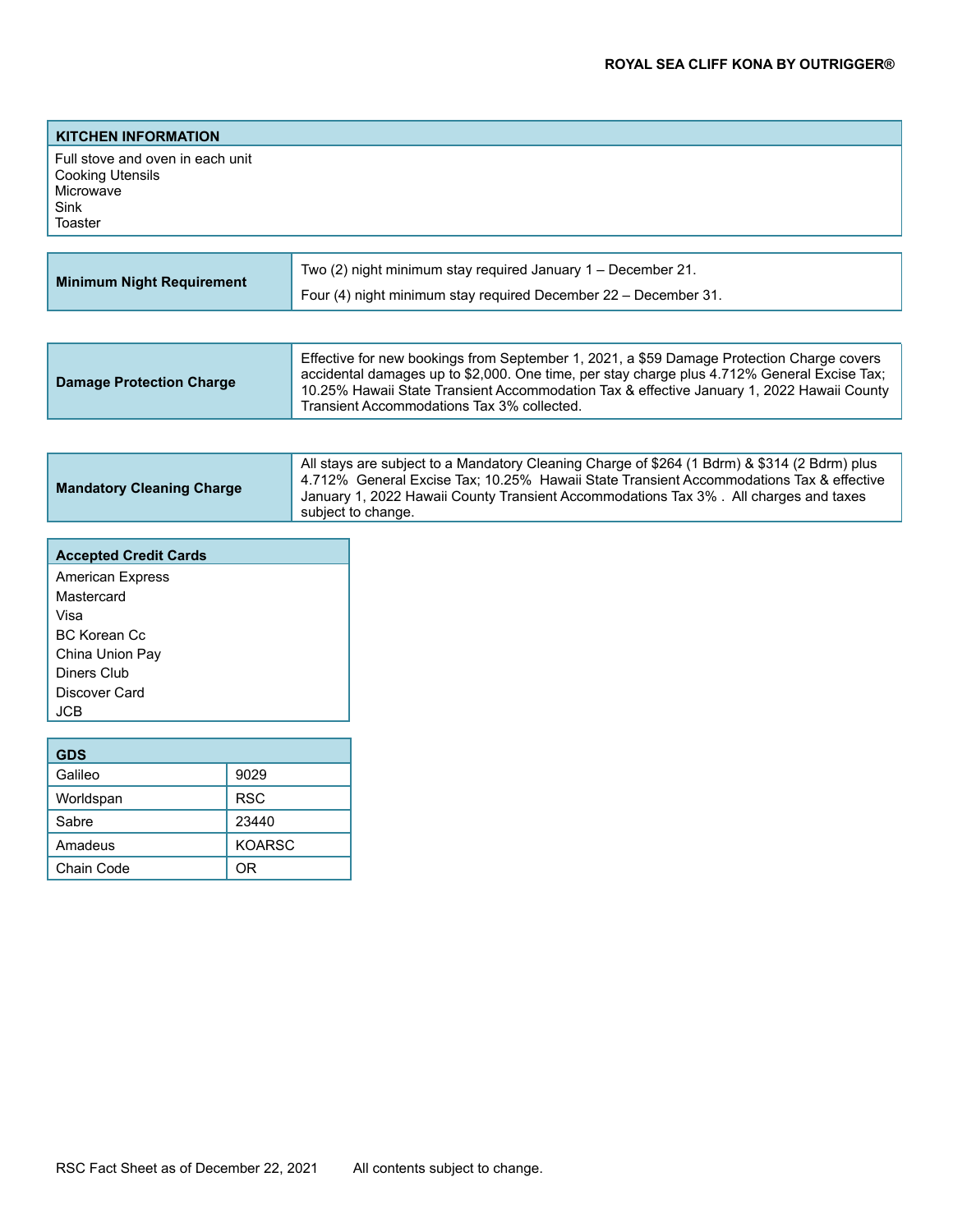## KITCHEN INFORMATION

Full stove and oven in each unit
Cooking Utensils
Microwave
Sink
Toaster

| Minimum Night Requirement | Two (2) night minimum stay required January 1 – December 21.<br>Four (4) night minimum stay required December 22 – December 31. |
|---|---|

| Damage Protection Charge | Effective for new bookings from September 1, 2021, a $59 Damage Protection Charge covers accidental damages up to $2,000. One time, per stay charge plus 4.712% General Excise Tax; 10.25% Hawaii State Transient Accommodation Tax & effective January 1, 2022 Hawaii County Transient Accommodations Tax 3% collected. |
|---|---|

| Mandatory Cleaning Charge | All stays are subject to a Mandatory Cleaning Charge of $264 (1 Bdrm) & $314 (2 Bdrm) plus 4.712% General Excise Tax; 10.25% Hawaii State Transient Accommodations Tax & effective January 1, 2022 Hawaii County Transient Accommodations Tax 3% . All charges and taxes subject to change. |
|---|---|

## Accepted Credit Cards

American Express
Mastercard
Visa
BC Korean Cc
China Union Pay
Diners Club
Discover Card
JCB

| GDS | |
|---|---|
| Galileo | 9029 |
| Worldspan | RSC |
| Sabre | 23440 |
| Amadeus | KOARSC |
| Chain Code | OR |

RSC Fact Sheet as of December 22, 2021 All contents subject to change.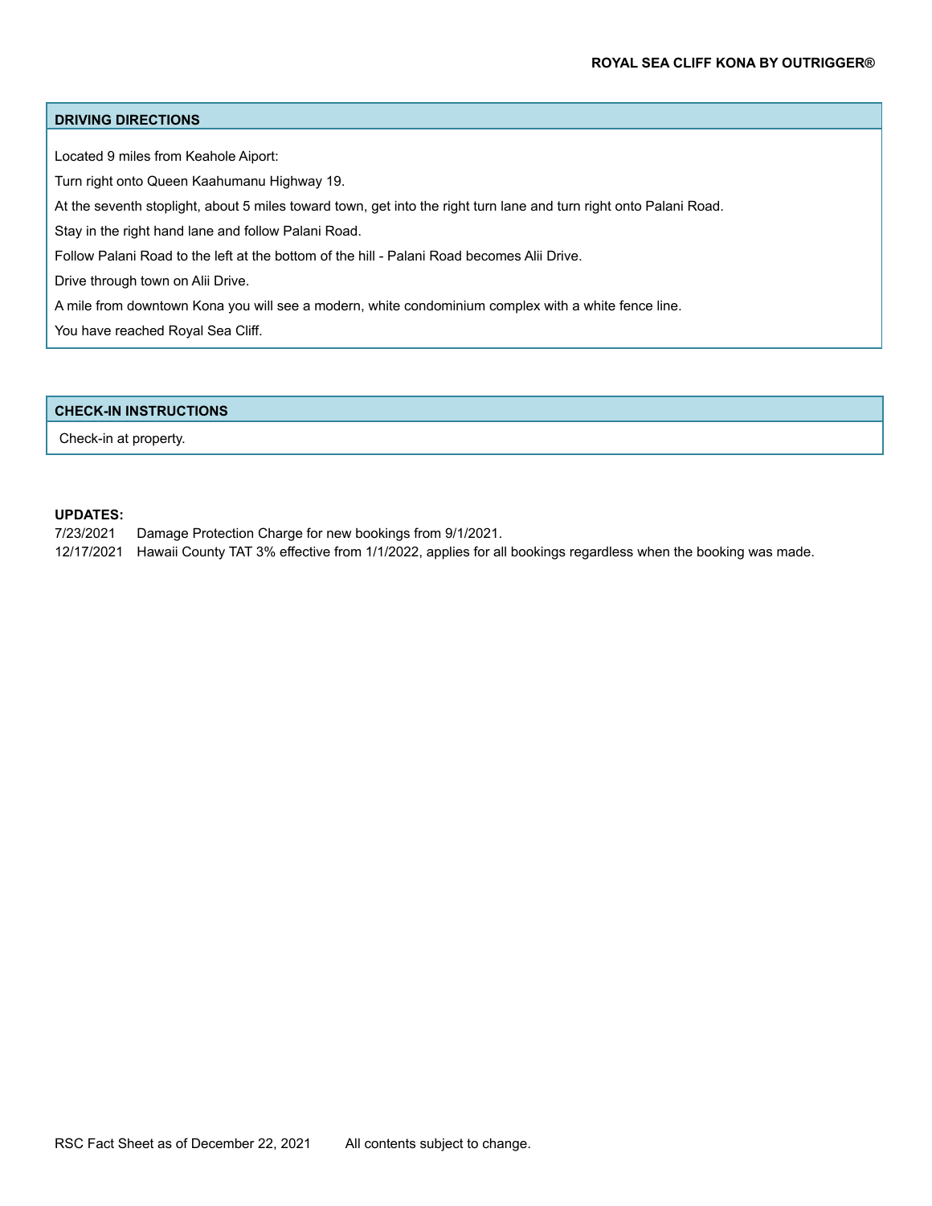## DRIVING DIRECTIONS

Located 9 miles from Keahole Aiport:

Turn right onto Queen Kaahumanu Highway 19.

At the seventh stoplight, about 5 miles toward town, get into the right turn lane and turn right onto Palani Road.

Stay in the right hand lane and follow Palani Road.

Follow Palani Road to the left at the bottom of the hill - Palani Road becomes Alii Drive.

Drive through town on Alii Drive.

A mile from downtown Kona you will see a modern, white condominium complex with a white fence line.

You have reached Royal Sea Cliff.

## CHECK-IN INSTRUCTIONS

Check-in at property.

**UPDATES:**

| | |
|---|---|
| 7/23/2021 | Damage Protection Charge for new bookings from 9/1/2021. |
| 12/17/2021 | Hawaii County TAT 3% effective from 1/1/2022, applies for all bookings regardless when the booking was made. |